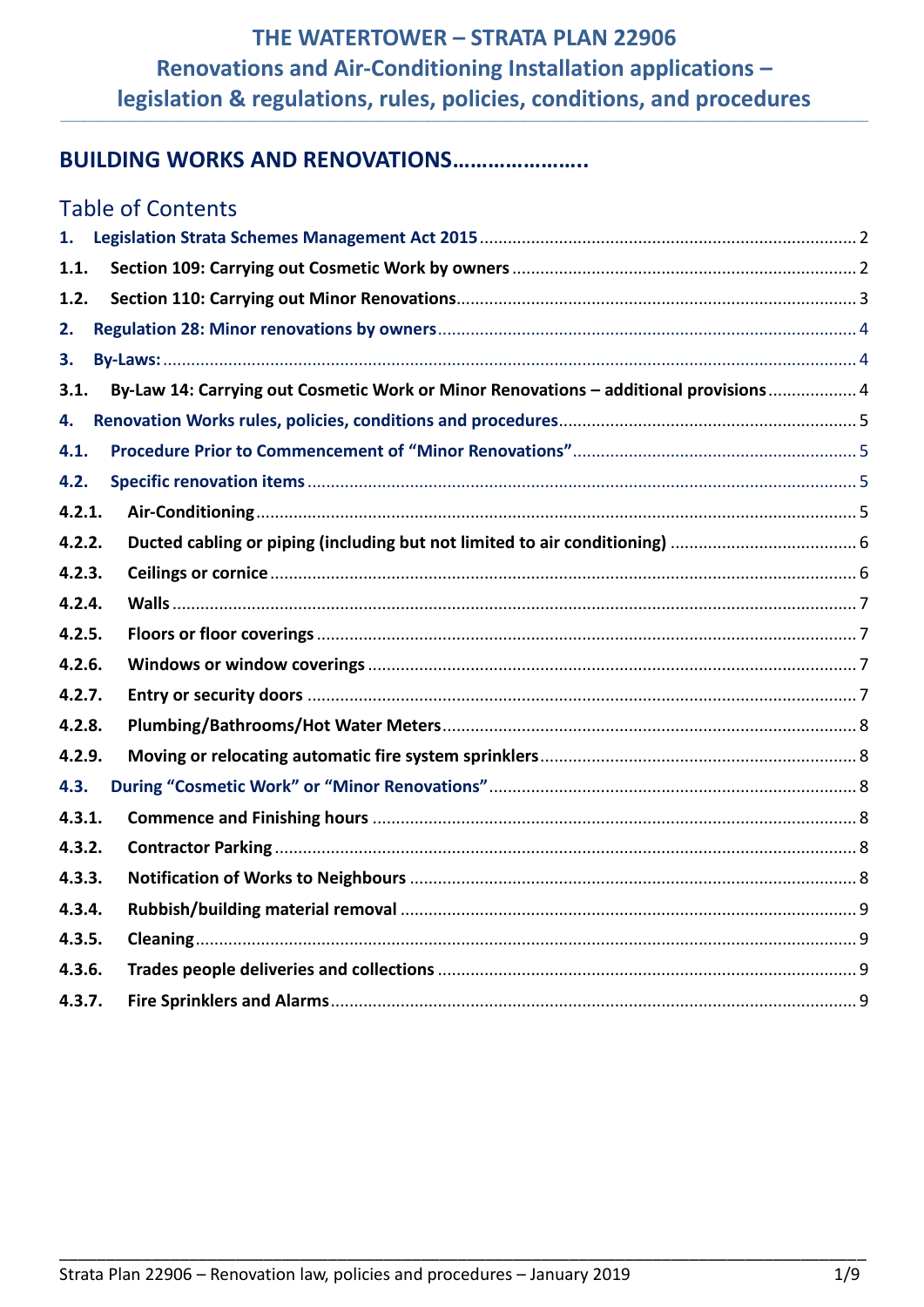# THE WATERTOWER – STRATA PLAN 22906
# Renovations and Air-Conditioning Installation applications – legislation & regulations, rules, policies, conditions, and procedures

## BUILDING WORKS AND RENOVATIONS…………………..

### Table of Contents

- **1. Legislation Strata Schemes Management Act 2015** ........ 2
- **1.1. Section 109: Carrying out Cosmetic Work by owners** ........ 2
- **1.2. Section 110: Carrying out Minor Renovations** ........ 3
- **2. Regulation 28: Minor renovations by owners** ........ 4
- **3. By-Laws:** ........ 4
- **3.1. By-Law 14: Carrying out Cosmetic Work or Minor Renovations – additional provisions** ........ 4
- **4. Renovation Works rules, policies, conditions and procedures** ........ 5
- **4.1. Procedure Prior to Commencement of "Minor Renovations"** ........ 5
- **4.2. Specific renovation items** ........ 5
- **4.2.1. Air-Conditioning** ........ 5
- **4.2.2. Ducted cabling or piping (including but not limited to air conditioning)** ........ 6
- **4.2.3. Ceilings or cornice** ........ 6
- **4.2.4. Walls** ........ 7
- **4.2.5. Floors or floor coverings** ........ 7
- **4.2.6. Windows or window coverings** ........ 7
- **4.2.7. Entry or security doors** ........ 7
- **4.2.8. Plumbing/Bathrooms/Hot Water Meters** ........ 8
- **4.2.9. Moving or relocating automatic fire system sprinklers** ........ 8
- **4.3. During "Cosmetic Work" or "Minor Renovations"** ........ 8
- **4.3.1. Commence and Finishing hours** ........ 8
- **4.3.2. Contractor Parking** ........ 8
- **4.3.3. Notification of Works to Neighbours** ........ 8
- **4.3.4. Rubbish/building material removal** ........ 9
- **4.3.5. Cleaning** ........ 9
- **4.3.6. Trades people deliveries and collections** ........ 9
- **4.3.7. Fire Sprinklers and Alarms** ........ 9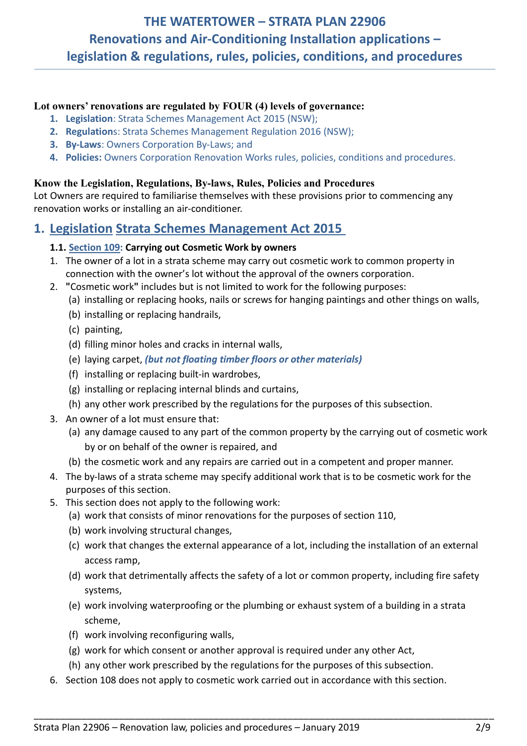# THE WATERTOWER – STRATA PLAN 22906
# Renovations and Air-Conditioning Installation applications – legislation & regulations, rules, policies, conditions, and procedures

**Lot owners' renovations are regulated by FOUR (4) levels of governance:**

1. **Legislation**: Strata Schemes Management Act 2015 (NSW);
2. **Regulation**s: Strata Schemes Management Regulation 2016 (NSW);
3. **By-Laws**: Owners Corporation By-Laws; and
4. **Policies:** Owners Corporation Renovation Works rules, policies, conditions and procedures.

**Know the Legislation, Regulations, By-laws, Rules, Policies and Procedures**

Lot Owners are required to familiarise themselves with these provisions prior to commencing any renovation works or installing an air-conditioner.

## 1. Legislation Strata Schemes Management Act 2015

### 1.1. Section 109: Carrying out Cosmetic Work by owners

1. The owner of a lot in a strata scheme may carry out cosmetic work to common property in connection with the owner's lot without the approval of the owners corporation.
2. "Cosmetic work" includes but is not limited to work for the following purposes:
   (a) installing or replacing hooks, nails or screws for hanging paintings and other things on walls,
   (b) installing or replacing handrails,
   (c) painting,
   (d) filling minor holes and cracks in internal walls,
   (e) laying carpet, ***(but not floating timber floors or other materials)***
   (f) installing or replacing built-in wardrobes,
   (g) installing or replacing internal blinds and curtains,
   (h) any other work prescribed by the regulations for the purposes of this subsection.
3. An owner of a lot must ensure that:
   (a) any damage caused to any part of the common property by the carrying out of cosmetic work by or on behalf of the owner is repaired, and
   (b) the cosmetic work and any repairs are carried out in a competent and proper manner.
4. The by-laws of a strata scheme may specify additional work that is to be cosmetic work for the purposes of this section.
5. This section does not apply to the following work:
   (a) work that consists of minor renovations for the purposes of section 110,
   (b) work involving structural changes,
   (c) work that changes the external appearance of a lot, including the installation of an external access ramp,
   (d) work that detrimentally affects the safety of a lot or common property, including fire safety systems,
   (e) work involving waterproofing or the plumbing or exhaust system of a building in a strata scheme,
   (f) work involving reconfiguring walls,
   (g) work for which consent or another approval is required under any other Act,
   (h) any other work prescribed by the regulations for the purposes of this subsection.
6. Section 108 does not apply to cosmetic work carried out in accordance with this section.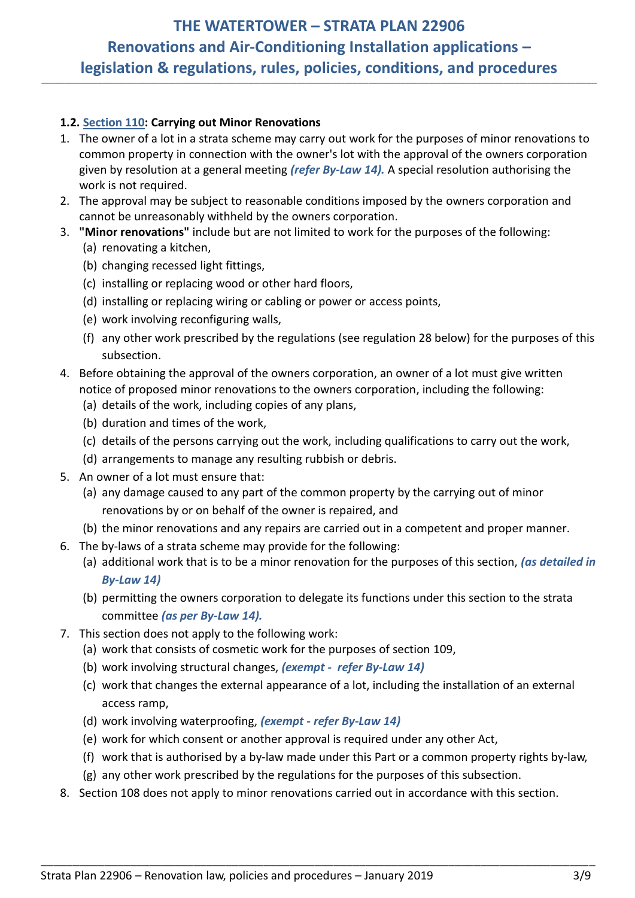### 1.2. [Section 110](): Carrying out Minor Renovations

1. The owner of a lot in a strata scheme may carry out work for the purposes of minor renovations to common property in connection with the owner's lot with the approval of the owners corporation given by resolution at a general meeting ***(refer By-Law 14).*** A special resolution authorising the work is not required.
2. The approval may be subject to reasonable conditions imposed by the owners corporation and cannot be unreasonably withheld by the owners corporation.
3. **"Minor renovations"** include but are not limited to work for the purposes of the following:
   - (a) renovating a kitchen,
   - (b) changing recessed light fittings,
   - (c) installing or replacing wood or other hard floors,
   - (d) installing or replacing wiring or cabling or power or access points,
   - (e) work involving reconfiguring walls,
   - (f) any other work prescribed by the regulations (see regulation 28 below) for the purposes of this subsection.
4. Before obtaining the approval of the owners corporation, an owner of a lot must give written notice of proposed minor renovations to the owners corporation, including the following:
   - (a) details of the work, including copies of any plans,
   - (b) duration and times of the work,
   - (c) details of the persons carrying out the work, including qualifications to carry out the work,
   - (d) arrangements to manage any resulting rubbish or debris.
5. An owner of a lot must ensure that:
   - (a) any damage caused to any part of the common property by the carrying out of minor renovations by or on behalf of the owner is repaired, and
   - (b) the minor renovations and any repairs are carried out in a competent and proper manner.
6. The by-laws of a strata scheme may provide for the following:
   - (a) additional work that is to be a minor renovation for the purposes of this section, ***(as detailed in By-Law 14)***
   - (b) permitting the owners corporation to delegate its functions under this section to the strata committee ***(as per By-Law 14).***
7. This section does not apply to the following work:
   - (a) work that consists of cosmetic work for the purposes of section 109,
   - (b) work involving structural changes, ***(exempt - refer By-Law 14)***
   - (c) work that changes the external appearance of a lot, including the installation of an external access ramp,
   - (d) work involving waterproofing, ***(exempt - refer By-Law 14)***
   - (e) work for which consent or another approval is required under any other Act,
   - (f) work that is authorised by a by-law made under this Part or a common property rights by-law,
   - (g) any other work prescribed by the regulations for the purposes of this subsection.
8. Section 108 does not apply to minor renovations carried out in accordance with this section.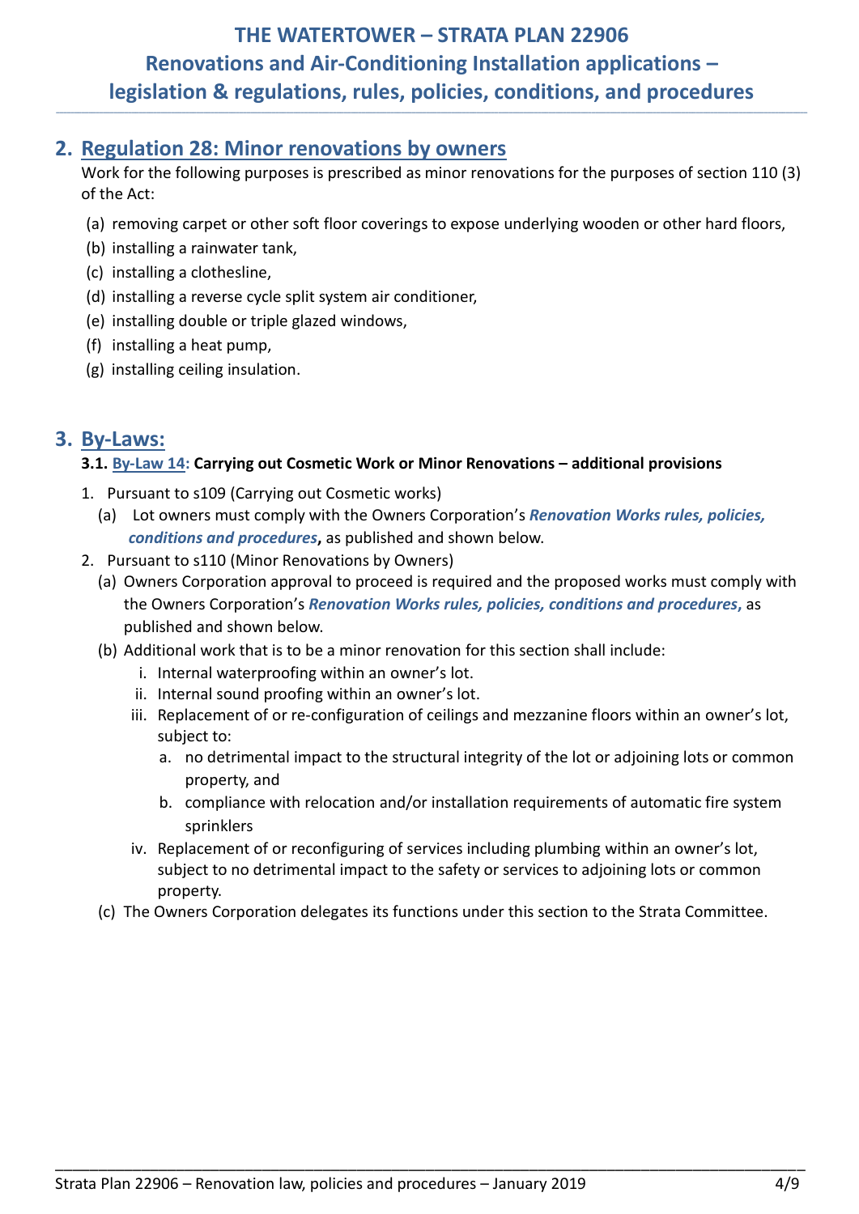## 2. Regulation 28: Minor renovations by owners

Work for the following purposes is prescribed as minor renovations for the purposes of section 110 (3) of the Act:

(a) removing carpet or other soft floor coverings to expose underlying wooden or other hard floors,
(b) installing a rainwater tank,
(c) installing a clothesline,
(d) installing a reverse cycle split system air conditioner,
(e) installing double or triple glazed windows,
(f) installing a heat pump,
(g) installing ceiling insulation.

## 3. By-Laws:

### 3.1. By-Law 14: Carrying out Cosmetic Work or Minor Renovations – additional provisions

1. Pursuant to s109 (Carrying out Cosmetic works)
   (a) Lot owners must comply with the Owners Corporation's ***Renovation Works rules, policies, conditions and procedures*****,** as published and shown below.
2. Pursuant to s110 (Minor Renovations by Owners)
   (a) Owners Corporation approval to proceed is required and the proposed works must comply with the Owners Corporation's ***Renovation Works rules, policies, conditions and procedures***, as published and shown below.
   (b) Additional work that is to be a minor renovation for this section shall include:
      i. Internal waterproofing within an owner's lot.
      ii. Internal sound proofing within an owner's lot.
      iii. Replacement of or re-configuration of ceilings and mezzanine floors within an owner's lot, subject to:
         a. no detrimental impact to the structural integrity of the lot or adjoining lots or common property, and
         b. compliance with relocation and/or installation requirements of automatic fire system sprinklers
      iv. Replacement of or reconfiguring of services including plumbing within an owner's lot, subject to no detrimental impact to the safety or services to adjoining lots or common property.
   (c) The Owners Corporation delegates its functions under this section to the Strata Committee.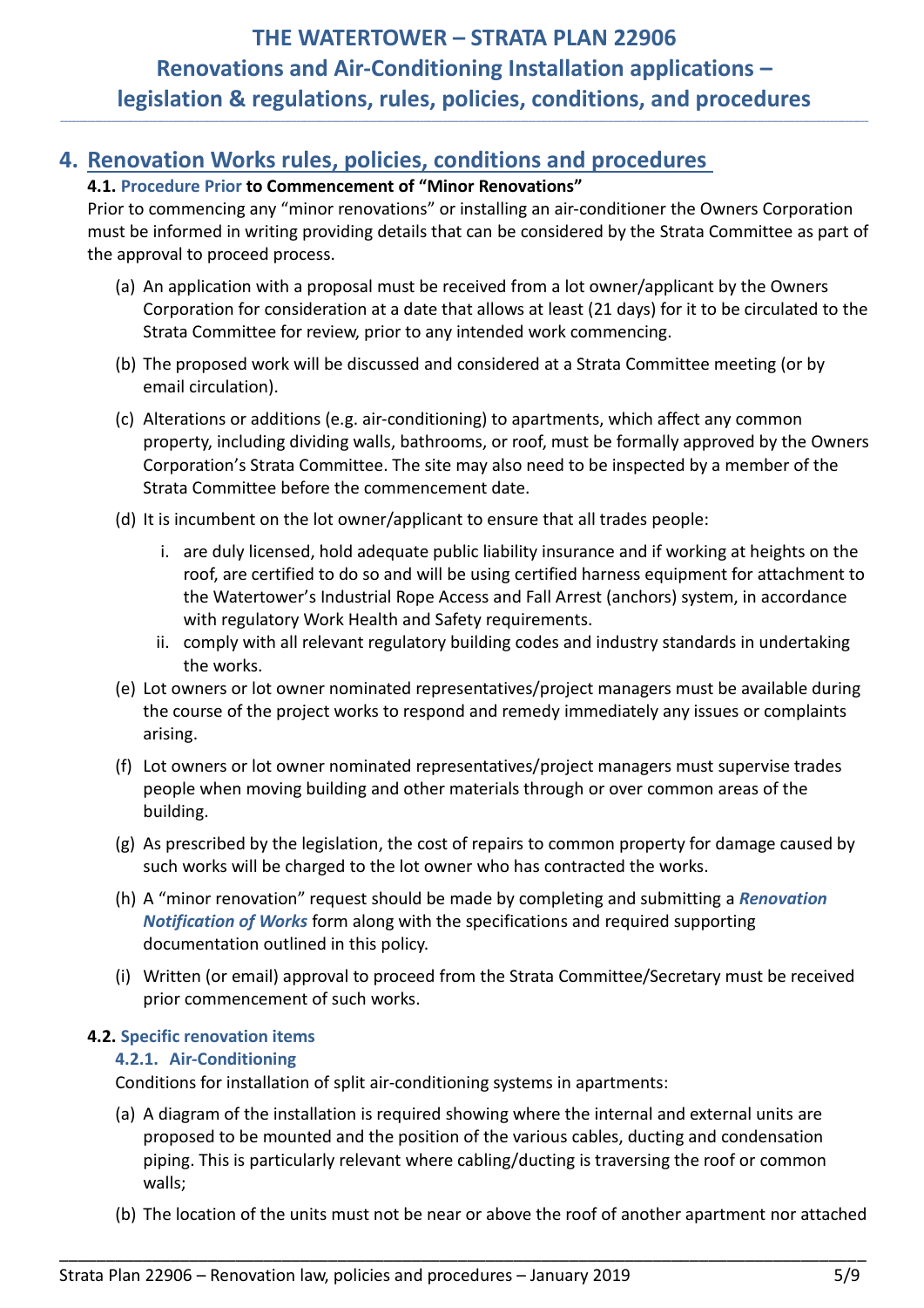## 4. Renovation Works rules, policies, conditions and procedures

### 4.1. Procedure Prior to Commencement of "Minor Renovations"

Prior to commencing any "minor renovations" or installing an air-conditioner the Owners Corporation must be informed in writing providing details that can be considered by the Strata Committee as part of the approval to proceed process.

(a) An application with a proposal must be received from a lot owner/applicant by the Owners Corporation for consideration at a date that allows at least (21 days) for it to be circulated to the Strata Committee for review, prior to any intended work commencing.

(b) The proposed work will be discussed and considered at a Strata Committee meeting (or by email circulation).

(c) Alterations or additions (e.g. air-conditioning) to apartments, which affect any common property, including dividing walls, bathrooms, or roof, must be formally approved by the Owners Corporation's Strata Committee. The site may also need to be inspected by a member of the Strata Committee before the commencement date.

(d) It is incumbent on the lot owner/applicant to ensure that all trades people:

   i. are duly licensed, hold adequate public liability insurance and if working at heights on the roof, are certified to do so and will be using certified harness equipment for attachment to the Watertower's Industrial Rope Access and Fall Arrest (anchors) system, in accordance with regulatory Work Health and Safety requirements.

   ii. comply with all relevant regulatory building codes and industry standards in undertaking the works.

(e) Lot owners or lot owner nominated representatives/project managers must be available during the course of the project works to respond and remedy immediately any issues or complaints arising.

(f) Lot owners or lot owner nominated representatives/project managers must supervise trades people when moving building and other materials through or over common areas of the building.

(g) As prescribed by the legislation, the cost of repairs to common property for damage caused by such works will be charged to the lot owner who has contracted the works.

(h) A "minor renovation" request should be made by completing and submitting a ***Renovation Notification of Works*** form along with the specifications and required supporting documentation outlined in this policy.

(i) Written (or email) approval to proceed from the Strata Committee/Secretary must be received prior commencement of such works.

### 4.2. Specific renovation items

#### 4.2.1. Air-Conditioning

Conditions for installation of split air-conditioning systems in apartments:

(a) A diagram of the installation is required showing where the internal and external units are proposed to be mounted and the position of the various cables, ducting and condensation piping. This is particularly relevant where cabling/ducting is traversing the roof or common walls;

(b) The location of the units must not be near or above the roof of another apartment nor attached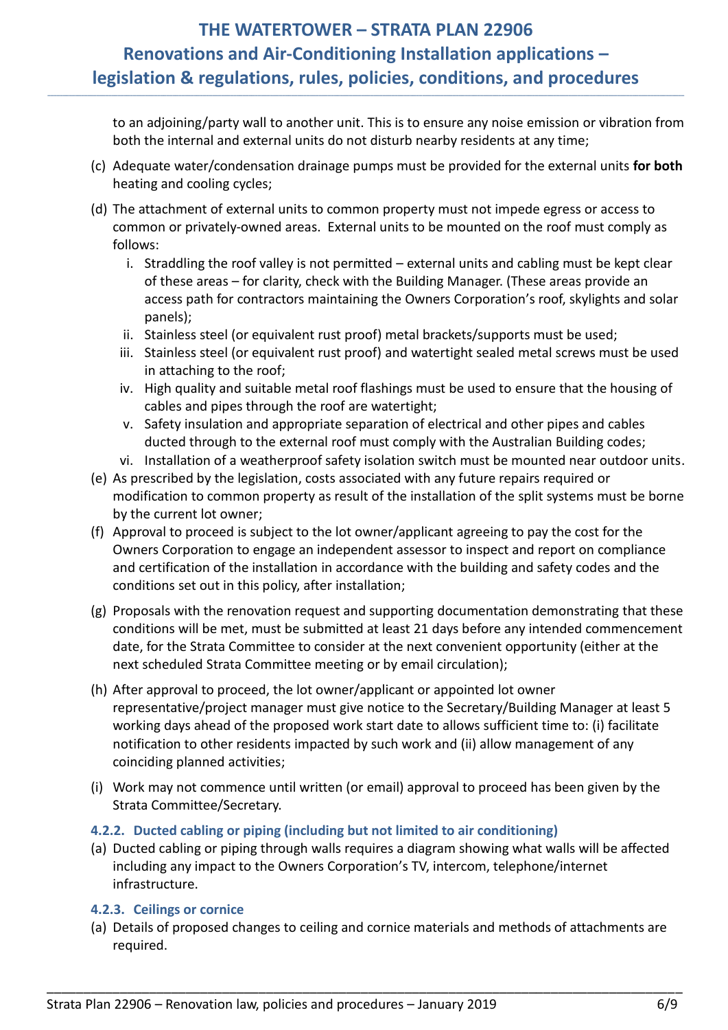to an adjoining/party wall to another unit. This is to ensure any noise emission or vibration from both the internal and external units do not disturb nearby residents at any time;

(c) Adequate water/condensation drainage pumps must be provided for the external units **for both** heating and cooling cycles;

(d) The attachment of external units to common property must not impede egress or access to common or privately-owned areas. External units to be mounted on the roof must comply as follows:

   i. Straddling the roof valley is not permitted – external units and cabling must be kept clear of these areas – for clarity, check with the Building Manager. (These areas provide an access path for contractors maintaining the Owners Corporation's roof, skylights and solar panels);
   ii. Stainless steel (or equivalent rust proof) metal brackets/supports must be used;
   iii. Stainless steel (or equivalent rust proof) and watertight sealed metal screws must be used in attaching to the roof;
   iv. High quality and suitable metal roof flashings must be used to ensure that the housing of cables and pipes through the roof are watertight;
   v. Safety insulation and appropriate separation of electrical and other pipes and cables ducted through to the external roof must comply with the Australian Building codes;
   vi. Installation of a weatherproof safety isolation switch must be mounted near outdoor units.

(e) As prescribed by the legislation, costs associated with any future repairs required or modification to common property as result of the installation of the split systems must be borne by the current lot owner;

(f) Approval to proceed is subject to the lot owner/applicant agreeing to pay the cost for the Owners Corporation to engage an independent assessor to inspect and report on compliance and certification of the installation in accordance with the building and safety codes and the conditions set out in this policy, after installation;

(g) Proposals with the renovation request and supporting documentation demonstrating that these conditions will be met, must be submitted at least 21 days before any intended commencement date, for the Strata Committee to consider at the next convenient opportunity (either at the next scheduled Strata Committee meeting or by email circulation);

(h) After approval to proceed, the lot owner/applicant or appointed lot owner representative/project manager must give notice to the Secretary/Building Manager at least 5 working days ahead of the proposed work start date to allows sufficient time to: (i) facilitate notification to other residents impacted by such work and (ii) allow management of any coinciding planned activities;

(i) Work may not commence until written (or email) approval to proceed has been given by the Strata Committee/Secretary.

#### 4.2.2. Ducted cabling or piping (including but not limited to air conditioning)

(a) Ducted cabling or piping through walls requires a diagram showing what walls will be affected including any impact to the Owners Corporation's TV, intercom, telephone/internet infrastructure.

#### 4.2.3. Ceilings or cornice

(a) Details of proposed changes to ceiling and cornice materials and methods of attachments are required.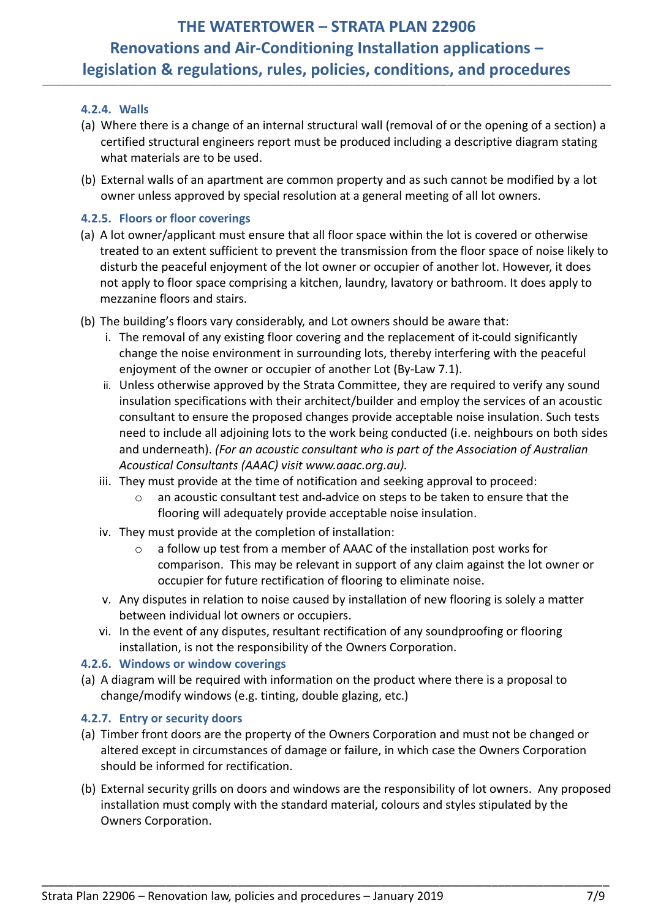#### 4.2.4. Walls

(a) Where there is a change of an internal structural wall (removal of or the opening of a section) a certified structural engineers report must be produced including a descriptive diagram stating what materials are to be used.

(b) External walls of an apartment are common property and as such cannot be modified by a lot owner unless approved by special resolution at a general meeting of all lot owners.

#### 4.2.5. Floors or floor coverings

(a) A lot owner/applicant must ensure that all floor space within the lot is covered or otherwise treated to an extent sufficient to prevent the transmission from the floor space of noise likely to disturb the peaceful enjoyment of the lot owner or occupier of another lot. However, it does not apply to floor space comprising a kitchen, laundry, lavatory or bathroom. It does apply to mezzanine floors and stairs.

(b) The building's floors vary considerably, and Lot owners should be aware that:

  i. The removal of any existing floor covering and the replacement of it could significantly change the noise environment in surrounding lots, thereby interfering with the peaceful enjoyment of the owner or occupier of another Lot (By-Law 7.1).

  ii. Unless otherwise approved by the Strata Committee, they are required to verify any sound insulation specifications with their architect/builder and employ the services of an acoustic consultant to ensure the proposed changes provide acceptable noise insulation. Such tests need to include all adjoining lots to the work being conducted (i.e. neighbours on both sides and underneath). *(For an acoustic consultant who is part of the Association of Australian Acoustical Consultants (AAAC) visit www.aaac.org.au).*

  iii. They must provide at the time of notification and seeking approval to proceed:
     - an acoustic consultant test and advice on steps to be taken to ensure that the flooring will adequately provide acceptable noise insulation.

  iv. They must provide at the completion of installation:
     - a follow up test from a member of AAAC of the installation post works for comparison. This may be relevant in support of any claim against the lot owner or occupier for future rectification of flooring to eliminate noise.

  v. Any disputes in relation to noise caused by installation of new flooring is solely a matter between individual lot owners or occupiers.

  vi. In the event of any disputes, resultant rectification of any soundproofing or flooring installation, is not the responsibility of the Owners Corporation.

#### 4.2.6. Windows or window coverings

(a) A diagram will be required with information on the product where there is a proposal to change/modify windows (e.g. tinting, double glazing, etc.)

#### 4.2.7. Entry or security doors

(a) Timber front doors are the property of the Owners Corporation and must not be changed or altered except in circumstances of damage or failure, in which case the Owners Corporation should be informed for rectification.

(b) External security grills on doors and windows are the responsibility of lot owners. Any proposed installation must comply with the standard material, colours and styles stipulated by the Owners Corporation.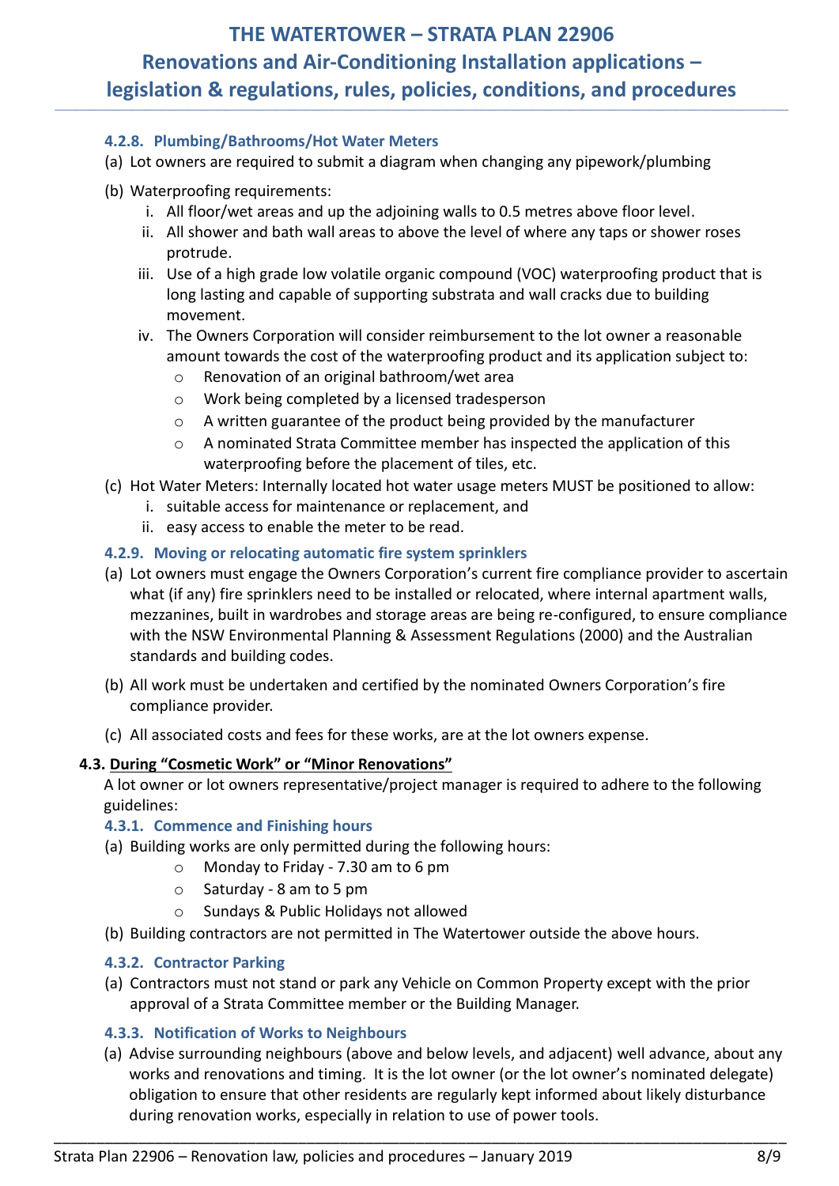#### 4.2.8. Plumbing/Bathrooms/Hot Water Meters

(a) Lot owners are required to submit a diagram when changing any pipework/plumbing

(b) Waterproofing requirements:

   i. All floor/wet areas and up the adjoining walls to 0.5 metres above floor level.

   ii. All shower and bath wall areas to above the level of where any taps or shower roses protrude.

   iii. Use of a high grade low volatile organic compound (VOC) waterproofing product that is long lasting and capable of supporting substrata and wall cracks due to building movement.

   iv. The Owners Corporation will consider reimbursement to the lot owner a reasonable amount towards the cost of the waterproofing product and its application subject to:

      - Renovation of an original bathroom/wet area
      - Work being completed by a licensed tradesperson
      - A written guarantee of the product being provided by the manufacturer
      - A nominated Strata Committee member has inspected the application of this waterproofing before the placement of tiles, etc.

(c) Hot Water Meters: Internally located hot water usage meters MUST be positioned to allow:

   i. suitable access for maintenance or replacement, and

   ii. easy access to enable the meter to be read.

#### 4.2.9. Moving or relocating automatic fire system sprinklers

(a) Lot owners must engage the Owners Corporation's current fire compliance provider to ascertain what (if any) fire sprinklers need to be installed or relocated, where internal apartment walls, mezzanines, built in wardrobes and storage areas are being re-configured, to ensure compliance with the NSW Environmental Planning & Assessment Regulations (2000) and the Australian standards and building codes.

(b) All work must be undertaken and certified by the nominated Owners Corporation's fire compliance provider.

(c) All associated costs and fees for these works, are at the lot owners expense.

### 4.3. <u>During "Cosmetic Work" or "Minor Renovations"</u>

A lot owner or lot owners representative/project manager is required to adhere to the following guidelines:

#### 4.3.1. Commence and Finishing hours

(a) Building works are only permitted during the following hours:

   - Monday to Friday - 7.30 am to 6 pm
   - Saturday - 8 am to 5 pm
   - Sundays & Public Holidays not allowed

(b) Building contractors are not permitted in The Watertower outside the above hours.

#### 4.3.2. Contractor Parking

(a) Contractors must not stand or park any Vehicle on Common Property except with the prior approval of a Strata Committee member or the Building Manager.

#### 4.3.3. Notification of Works to Neighbours

(a) Advise surrounding neighbours (above and below levels, and adjacent) well advance, about any works and renovations and timing. It is the lot owner (or the lot owner's nominated delegate) obligation to ensure that other residents are regularly kept informed about likely disturbance during renovation works, especially in relation to use of power tools.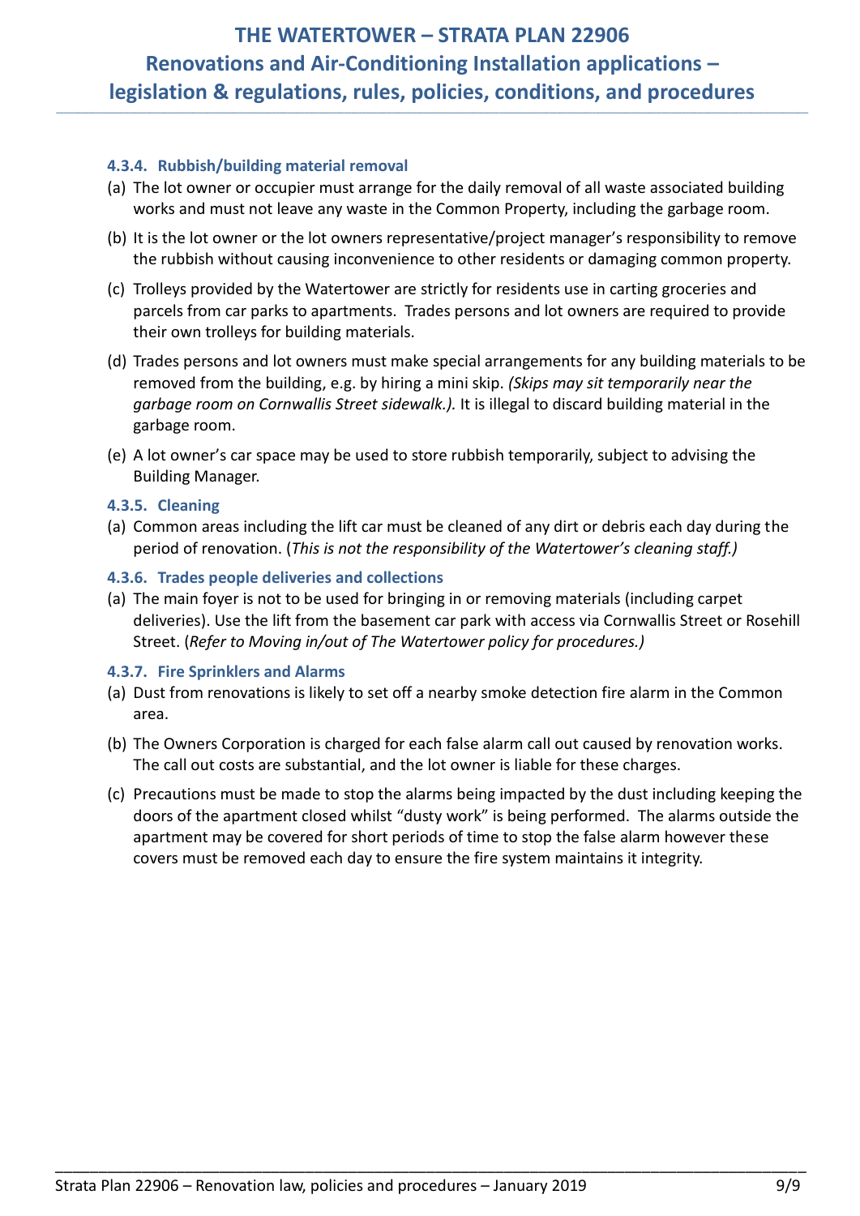#### 4.3.4. Rubbish/building material removal

(a) The lot owner or occupier must arrange for the daily removal of all waste associated building works and must not leave any waste in the Common Property, including the garbage room.

(b) It is the lot owner or the lot owners representative/project manager's responsibility to remove the rubbish without causing inconvenience to other residents or damaging common property.

(c) Trolleys provided by the Watertower are strictly for residents use in carting groceries and parcels from car parks to apartments. Trades persons and lot owners are required to provide their own trolleys for building materials.

(d) Trades persons and lot owners must make special arrangements for any building materials to be removed from the building, e.g. by hiring a mini skip. *(Skips may sit temporarily near the garbage room on Cornwallis Street sidewalk.).* It is illegal to discard building material in the garbage room.

(e) A lot owner's car space may be used to store rubbish temporarily, subject to advising the Building Manager.

#### 4.3.5. Cleaning

(a) Common areas including the lift car must be cleaned of any dirt or debris each day during the period of renovation. (*This is not the responsibility of the Watertower's cleaning staff.)*

#### 4.3.6. Trades people deliveries and collections

(a) The main foyer is not to be used for bringing in or removing materials (including carpet deliveries). Use the lift from the basement car park with access via Cornwallis Street or Rosehill Street. (*Refer to Moving in/out of The Watertower policy for procedures.)*

#### 4.3.7. Fire Sprinklers and Alarms

(a) Dust from renovations is likely to set off a nearby smoke detection fire alarm in the Common area.

(b) The Owners Corporation is charged for each false alarm call out caused by renovation works. The call out costs are substantial, and the lot owner is liable for these charges.

(c) Precautions must be made to stop the alarms being impacted by the dust including keeping the doors of the apartment closed whilst "dusty work" is being performed. The alarms outside the apartment may be covered for short periods of time to stop the false alarm however these covers must be removed each day to ensure the fire system maintains it integrity.